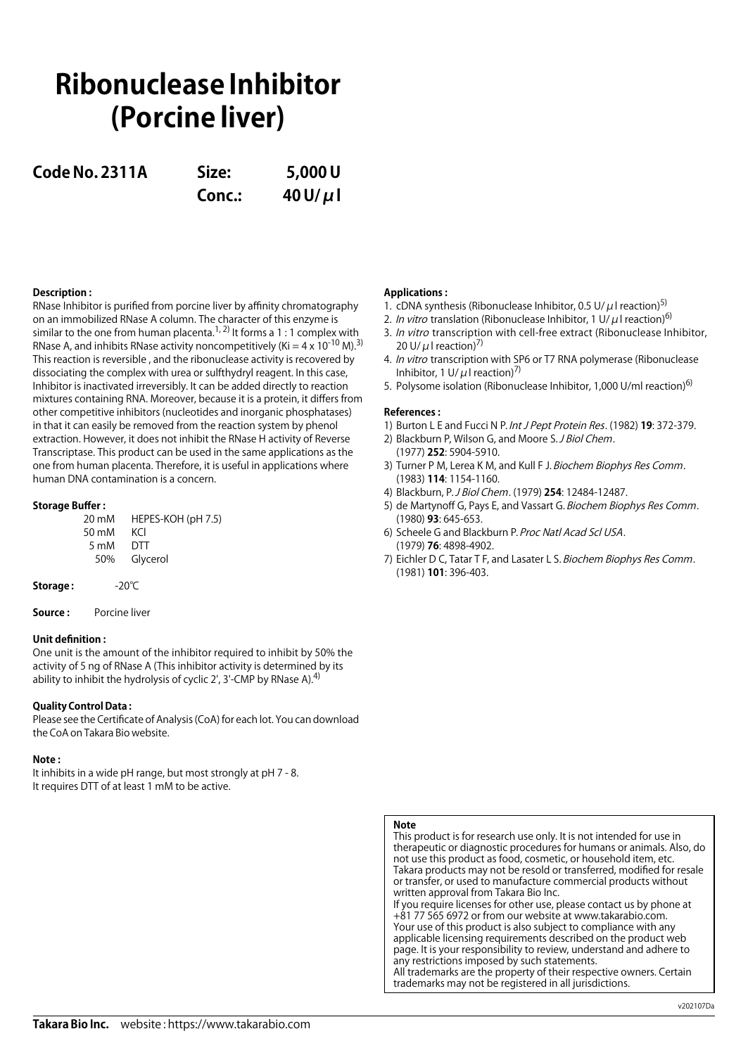# Ribonuclease Inhibitor (Porcine liver)

**Code No. 2311A** **Size: 5,000 U**
**Conc.: 40 U/μl**

**Description :**

RNase Inhibitor is purified from porcine liver by affinity chromatography on an immobilized RNase A column. The character of this enzyme is similar to the one from human placenta.[1, 2] It forms a 1 : 1 complex with RNase A, and inhibits RNase activity noncompetitively (Ki = $4 \times 10^{-10}$ M).[3] This reaction is reversible , and the ribonuclease activity is recovered by dissociating the complex with urea or sulfthydryl reagent. In this case, Inhibitor is inactivated irreversibly. It can be added directly to reaction mixtures containing RNA. Moreover, because it is a protein, it differs from other competitive inhibitors (nucleotides and inorganic phosphatases) in that it can easily be removed from the reaction system by phenol extraction. However, it does not inhibit the RNase H activity of Reverse Transcriptase. This product can be used in the same applications as the one from human placenta. Therefore, it is useful in applications where human DNA contamination is a concern.

**Storage Buffer :**

| | |
|---|---|
| 20 mM | HEPES-KOH (pH 7.5) |
| 50 mM | KCl |
| 5 mM | DTT |
| 50% | Glycerol |

**Storage :** -20℃

**Source :** Porcine liver

**Unit definition :**

One unit is the amount of the inhibitor required to inhibit by 50% the activity of 5 ng of RNase A (This inhibitor activity is determined by its ability to inhibit the hydrolysis of cyclic 2', 3'-CMP by RNase A).[4]

**Quality Control Data :**

Please see the Certificate of Analysis (CoA) for each lot. You can download the CoA on Takara Bio website.

**Note :**

It inhibits in a wide pH range, but most strongly at pH 7 - 8.
It requires DTT of at least 1 mM to be active.

**Applications :**

1. cDNA synthesis (Ribonuclease Inhibitor, 0.5 U/μl reaction)[5]
2. *In vitro* translation (Ribonuclease Inhibitor, 1 U/μl reaction)[6]
3. *In vitro* transcription with cell-free extract (Ribonuclease Inhibitor, 20 U/μl reaction)[7]
4. *In vitro* transcription with SP6 or T7 RNA polymerase (Ribonuclease Inhibitor, 1 U/μl reaction)[7]
5. Polysome isolation (Ribonuclease Inhibitor, 1,000 U/ml reaction)[6]

**References :**

1) Burton L E and Fucci N P. *Int J Pept Protein Res*. (1982) **19**: 372-379.
2) Blackburn P, Wilson G, and Moore S. *J Biol Chem*. (1977) **252**: 5904-5910.
3) Turner P M, Lerea K M, and Kull F J. *Biochem Biophys Res Comm*. (1983) **114**: 1154-1160.
4) Blackburn, P. *J Biol Chem*. (1979) **254**: 12484-12487.
5) de Martynoff G, Pays E, and Vassart G. *Biochem Biophys Res Comm*. (1980) **93**: 645-653.
6) Scheele G and Blackburn P. *Proc Natl Acad Scl USA*. (1979) **76**: 4898-4902.
7) Eichler D C, Tatar T F, and Lasater L S. *Biochem Biophys Res Comm*. (1981) **101**: 396-403.

**Note**

This product is for research use only. It is not intended for use in therapeutic or diagnostic procedures for humans or animals. Also, do not use this product as food, cosmetic, or household item, etc. Takara products may not be resold or transferred, modified for resale or transfer, or used to manufacture commercial products without written approval from Takara Bio Inc.
If you require licenses for other use, please contact us by phone at +81 77 565 6972 or from our website at www.takarabio.com.
Your use of this product is also subject to compliance with any applicable licensing requirements described on the product web page. It is your responsibility to review, understand and adhere to any restrictions imposed by such statements.
All trademarks are the property of their respective owners. Certain trademarks may not be registered in all jurisdictions.

v202107Da

**Takara Bio Inc.** website : https://www.takarabio.com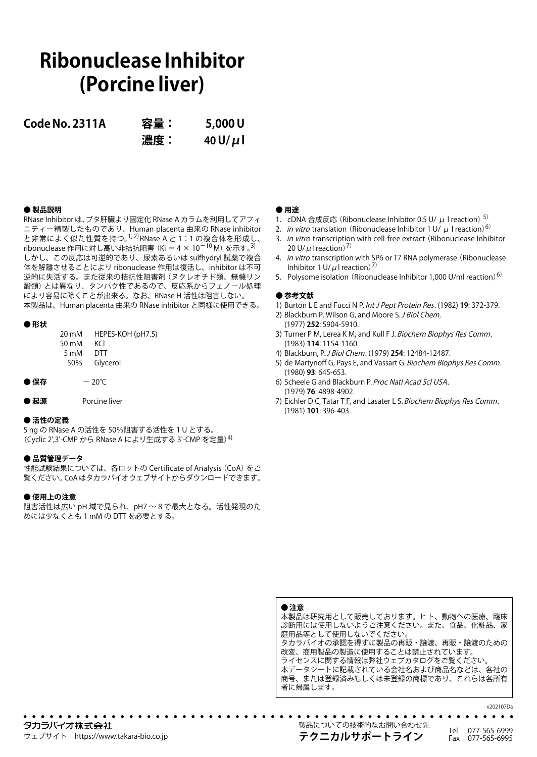# Ribonuclease Inhibitor (Porcine liver)

**Code No. 2311A　　容量：　5,000 U**
**　　　　　　　　　濃度：　40 U/μl**

## ● 製品説明

RNase Inhibitor は、ブタ肝臓より固定化 RNase A カラムを利用してアフィニティー精製したものであり、Human placenta 由来の RNase inhibitor と非常によく似た性質を持つ。[1,2] RNase A と 1：1 の複合体を形成し、ribonuclease 作用に対し高い非拮抗阻害（Ki = $4 \times 10^{-10}$ M）を示す。[3]
しかし、この反応は可逆的であり、尿素あるいは sulfhydryl 試薬で複合体を解離させることにより ribonuclease 作用は復活し、inhibitor は不可逆的に失活する。また従来の拮抗性阻害剤（ヌクレオチド類、無機リン酸類）とは異なり、タンパク性であるので、反応系からフェノール処理により容易に除くことが出来る。なお、RNase H 活性は阻害しない。
本製品は、Human placenta 由来の RNase inhibitor と同様に使用できる。

## ● 形状

| | |
|---|---|
| 20 mM | HEPES-KOH (pH7.5) |
| 50 mM | KCl |
| 5 mM | DTT |
| 50% | Glycerol |

## ● 保存

－ 20℃

## ● 起源

Porcine liver

## ● 活性の定義

5 ng の RNase A の活性を 50%阻害する活性を 1 U とする。
（Cyclic 2',3'-CMP から RNase A により生成する 3'-CMP を定量）[4]

## ● 品質管理データ

性能試験結果については、各ロットの Certificate of Analysis（CoA）をご覧ください。CoA はタカラバイオウェブサイトからダウンロードできます。

## ● 使用上の注意

阻害活性は広い pH 域で見られ、pH7 ～ 8 で最大となる。活性発現のためには少なくとも 1 mM の DTT を必要とする。

## ● 用途

1. cDNA 合成反応（Ribonuclease Inhibitor 0.5 U/μl reaction）[5]
2. *in vitro* translation（Ribonuclease Inhibitor 1 U/μl reaction）[6]
3. *in vitro* transcription with cell-free extract（Ribonuclease Inhibitor 20 U/μl reaction）[7]
4. *in vitro* transcription with SP6 or T7 RNA polymerase（Ribonuclease Inhibitor 1 U/μl reaction）[7]
5. Polysome isolation（Ribonuclease Inhibitor 1,000 U/ml reaction）[6]

## ● 参考文献

1) Burton L E and Fucci N P. *Int J Pept Protein Res*. (1982) **19**: 372-379.
2) Blackburn P, Wilson G, and Moore S. *J Biol Chem*. (1977) **252**: 5904-5910.
3) Turner P M, Lerea K M, and Kull F J. *Biochem Biophys Res Comm*. (1983) **114**: 1154-1160.
4) Blackburn, P. *J Biol Chem*. (1979) **254**: 12484-12487.
5) de Martynoff G, Pays E, and Vassart G. *Biochem Biophys Res Comm*. (1980) **93**: 645-653.
6) Scheele G and Blackburn P. *Proc Natl Acad Scl USA*. (1979) **76**: 4898-4902.
7) Eichler D C, Tatar T F, and Lasater L S. *Biochem Biophys Res Comm*. (1981) **101**: 396-403.

## ● 注意

本製品は研究用として販売しております。ヒト、動物への医療、臨床診断用には使用しないようご注意ください。また、食品、化粧品、家庭用品等として使用しないでください。
タカラバイオの承認を得ずに製品の再販・譲渡、再販・譲渡のための改変、商用製品の製造に使用することは禁止されています。
ライセンスに関する情報は弊社ウェブカタログをご覧ください。
本データシートに記載されている会社名および商品名などは、各社の商号、または登録済みもしくは未登録の商標であり、これらは各所有者に帰属します。

v202107Da

タカラバイオ株式会社
ウェブサイト　https://www.takara-bio.co.jp

製品についての技術的なお問い合わせ先
**テクニカルサポートライン**
Tel　077-565-6999
Fax　077-565-6995